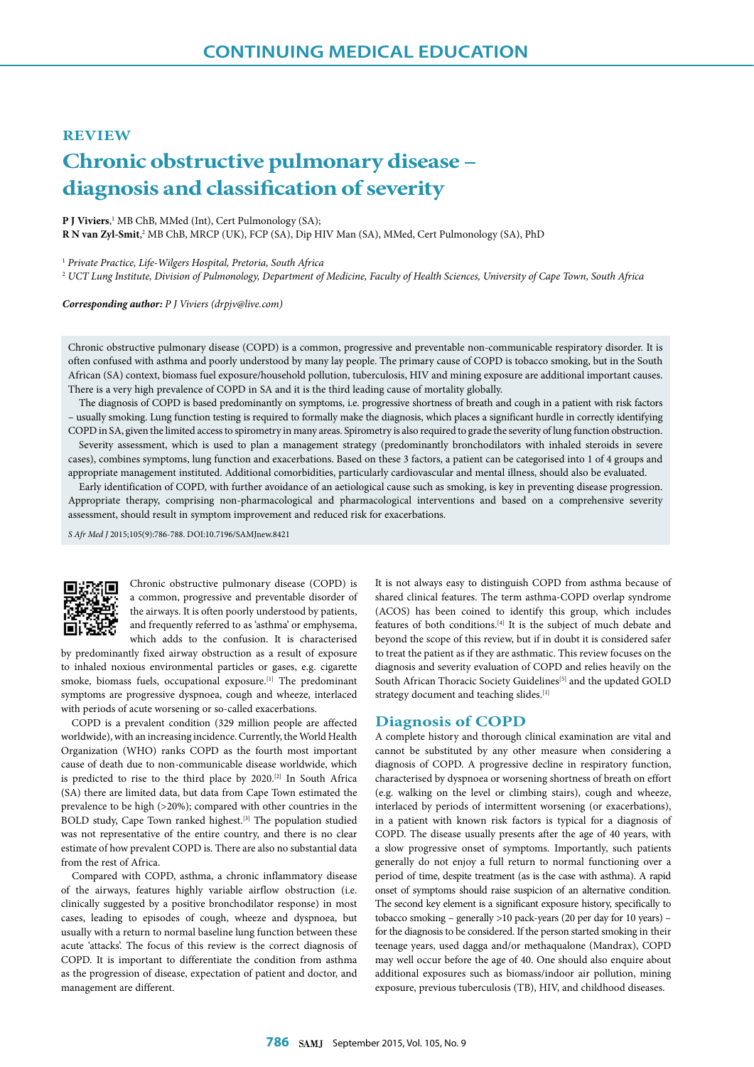# CONTINUING MEDICAL EDUCATION

REVIEW

# Chronic obstructive pulmonary disease – diagnosis and classification of severity

**P J Viviers**,[1] MB ChB, MMed (Int), Cert Pulmonology (SA);
**R N van Zyl-Smit**,[2] MB ChB, MRCP (UK), FCP (SA), Dip HIV Man (SA), MMed, Cert Pulmonology (SA), PhD

[1] *Private Practice, Life-Wilgers Hospital, Pretoria, South Africa*
[2] *UCT Lung Institute, Division of Pulmonology, Department of Medicine, Faculty of Health Sciences, University of Cape Town, South Africa*

***Corresponding author:*** *P J Viviers (drpjv@live.com)*

Chronic obstructive pulmonary disease (COPD) is a common, progressive and preventable non-communicable respiratory disorder. It is often confused with asthma and poorly understood by many lay people. The primary cause of COPD is tobacco smoking, but in the South African (SA) context, biomass fuel exposure/household pollution, tuberculosis, HIV and mining exposure are additional important causes. There is a very high prevalence of COPD in SA and it is the third leading cause of mortality globally.

The diagnosis of COPD is based predominantly on symptoms, i.e. progressive shortness of breath and cough in a patient with risk factors – usually smoking. Lung function testing is required to formally make the diagnosis, which places a significant hurdle in correctly identifying COPD in SA, given the limited access to spirometry in many areas. Spirometry is also required to grade the severity of lung function obstruction.

Severity assessment, which is used to plan a management strategy (predominantly bronchodilators with inhaled steroids in severe cases), combines symptoms, lung function and exacerbations. Based on these 3 factors, a patient can be categorised into 1 of 4 groups and appropriate management instituted. Additional comorbidities, particularly cardiovascular and mental illness, should also be evaluated.

Early identification of COPD, with further avoidance of an aetiological cause such as smoking, is key in preventing disease progression. Appropriate therapy, comprising non-pharmacological and pharmacological interventions and based on a comprehensive severity assessment, should result in symptom improvement and reduced risk for exacerbations.

*S Afr Med J* 2015;105(9):786-788. DOI:10.7196/SAMJnew.8421

Chronic obstructive pulmonary disease (COPD) is a common, progressive and preventable disorder of the airways. It is often poorly understood by patients, and frequently referred to as 'asthma' or emphysema, which adds to the confusion. It is characterised by predominantly fixed airway obstruction as a result of exposure to inhaled noxious environmental particles or gases, e.g. cigarette smoke, biomass fuels, occupational exposure.[1] The predominant symptoms are progressive dyspnoea, cough and wheeze, interlaced with periods of acute worsening or so-called exacerbations.

COPD is a prevalent condition (329 million people are affected worldwide), with an increasing incidence. Currently, the World Health Organization (WHO) ranks COPD as the fourth most important cause of death due to non-communicable disease worldwide, which is predicted to rise to the third place by 2020.[2] In South Africa (SA) there are limited data, but data from Cape Town estimated the prevalence to be high (>20%); compared with other countries in the BOLD study, Cape Town ranked highest.[3] The population studied was not representative of the entire country, and there is no clear estimate of how prevalent COPD is. There are also no substantial data from the rest of Africa.

Compared with COPD, asthma, a chronic inflammatory disease of the airways, features highly variable airflow obstruction (i.e. clinically suggested by a positive bronchodilator response) in most cases, leading to episodes of cough, wheeze and dyspnoea, but usually with a return to normal baseline lung function between these acute 'attacks'. The focus of this review is the correct diagnosis of COPD. It is important to differentiate the condition from asthma as the progression of disease, expectation of patient and doctor, and management are different.

It is not always easy to distinguish COPD from asthma because of shared clinical features. The term asthma-COPD overlap syndrome (ACOS) has been coined to identify this group, which includes features of both conditions.[4] It is the subject of much debate and beyond the scope of this review, but if in doubt it is considered safer to treat the patient as if they are asthmatic. This review focuses on the diagnosis and severity evaluation of COPD and relies heavily on the South African Thoracic Society Guidelines[5] and the updated GOLD strategy document and teaching slides.[1]

## Diagnosis of COPD

A complete history and thorough clinical examination are vital and cannot be substituted by any other measure when considering a diagnosis of COPD. A progressive decline in respiratory function, characterised by dyspnoea or worsening shortness of breath on effort (e.g. walking on the level or climbing stairs), cough and wheeze, interlaced by periods of intermittent worsening (or exacerbations), in a patient with known risk factors is typical for a diagnosis of COPD. The disease usually presents after the age of 40 years, with a slow progressive onset of symptoms. Importantly, such patients generally do not enjoy a full return to normal functioning over a period of time, despite treatment (as is the case with asthma). A rapid onset of symptoms should raise suspicion of an alternative condition. The second key element is a significant exposure history, specifically to tobacco smoking – generally >10 pack-years (20 per day for 10 years) – for the diagnosis to be considered. If the person started smoking in their teenage years, used dagga and/or methaqualone (Mandrax), COPD may well occur before the age of 40. One should also enquire about additional exposures such as biomass/indoor air pollution, mining exposure, previous tuberculosis (TB), HIV, and childhood diseases.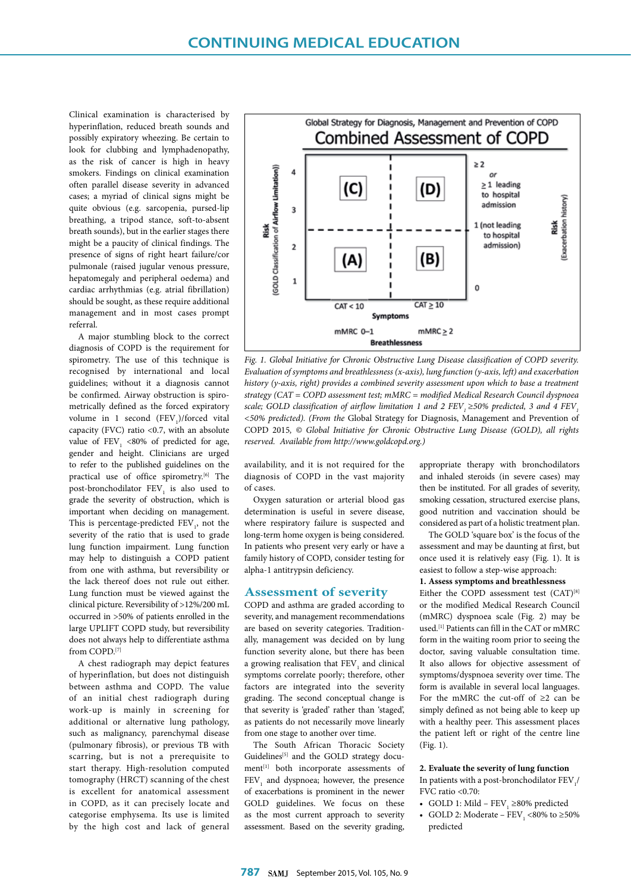Clinical examination is characterised by hyperinflation, reduced breath sounds and possibly expiratory wheezing. Be certain to look for clubbing and lymphadenopathy, as the risk of cancer is high in heavy smokers. Findings on clinical examination often parallel disease severity in advanced cases; a myriad of clinical signs might be quite obvious (e.g. sarcopenia, pursed-lip breathing, a tripod stance, soft-to-absent breath sounds), but in the earlier stages there might be a paucity of clinical findings. The presence of signs of right heart failure/cor pulmonale (raised jugular venous pressure, hepatomegaly and peripheral oedema) and cardiac arrhythmias (e.g. atrial fibrillation) should be sought, as these require additional management and in most cases prompt referral.

A major stumbling block to the correct diagnosis of COPD is the requirement for spirometry. The use of this technique is recognised by international and local guidelines; without it a diagnosis cannot be confirmed. Airway obstruction is spirometrically defined as the forced expiratory volume in 1 second ($FEV_1$)/forced vital capacity (FVC) ratio <0.7, with an absolute value of $FEV_1$ <80% of predicted for age, gender and height. Clinicians are urged to refer to the published guidelines on the practical use of office spirometry.[6] The post-bronchodilator $FEV_1$ is also used to grade the severity of obstruction, which is important when deciding on management. This is percentage-predicted $FEV_1$, not the severity of the ratio that is used to grade lung function impairment. Lung function may help to distinguish a COPD patient from one with asthma, but reversibility or the lack thereof does not rule out either. Lung function must be viewed against the clinical picture. Reversibility of >12%/200 mL occurred in >50% of patients enrolled in the large UPLIFT COPD study, but reversibility does not always help to differentiate asthma from COPD.[7]

A chest radiograph may depict features of hyperinflation, but does not distinguish between asthma and COPD. The value of an initial chest radiograph during work-up is mainly in screening for additional or alternative lung pathology, such as malignancy, parenchymal disease (pulmonary fibrosis), or previous TB with scarring, but is not a prerequisite to start therapy. High-resolution computed tomography (HRCT) scanning of the chest is excellent for anatomical assessment in COPD, as it can precisely locate and categorise emphysema. Its use is limited by the high cost and lack of general availability, and it is not required for the diagnosis of COPD in the vast majority of cases.

Oxygen saturation or arterial blood gas determination is useful in severe disease, where respiratory failure is suspected and long-term home oxygen is being considered. In patients who present very early or have a family history of COPD, consider testing for alpha-1 antitrypsin deficiency.

Global Strategy for Diagnosis, Management and Prevention of COPD
**Combined Assessment of COPD**

| Risk (GOLD Classification of Airflow Limitation) | | | Risk (Exacerbation history) |
|---|---|---|---|
| 4, 3 | (C) | (D) | ≥ 2 or ≥ 1 leading to hospital admission |
| 2, 1 | (A) | (B) | 1 (not leading to hospital admission); 0 |
| | CAT < 10 / mMRC 0–1 | CAT ≥ 10 / mMRC ≥ 2 | |

Symptoms (CAT) / Breathlessness (mMRC)

*Fig. 1. Global Initiative for Chronic Obstructive Lung Disease classification of COPD severity. Evaluation of symptoms and breathlessness (x-axis), lung function (y-axis, left) and exacerbation history (y-axis, right) provides a combined severity assessment upon which to base a treatment strategy (CAT = COPD assessment test; mMRC = modified Medical Research Council dyspnoea scale; GOLD classification of airflow limitation 1 and 2 $FEV_1$ ≥50% predicted, 3 and 4 $FEV_1$ <50% predicted). (From the* Global Strategy for Diagnosis, Management and Prevention of COPD 2015*, © Global Initiative for Chronic Obstructive Lung Disease (GOLD), all rights reserved. Available from http://www.goldcopd.org.)*

## Assessment of severity

COPD and asthma are graded according to severity, and management recommendations are based on severity categories. Traditionally, management was decided on by lung function severity alone, but there has been a growing realisation that $FEV_1$ and clinical symptoms correlate poorly; therefore, other factors are integrated into the severity grading. The second conceptual change is that severity is 'graded' rather than 'staged', as patients do not necessarily move linearly from one stage to another over time.

The South African Thoracic Society Guidelines[5] and the GOLD strategy document[1] both incorporate assessments of $FEV_1$ and dyspnoea; however, the presence of exacerbations is prominent in the newer GOLD guidelines. We focus on these as the most current approach to severity assessment. Based on the severity grading, appropriate therapy with bronchodilators and inhaled steroids (in severe cases) may then be instituted. For all grades of severity, smoking cessation, structured exercise plans, good nutrition and vaccination should be considered as part of a holistic treatment plan.

The GOLD 'square box' is the focus of the assessment and may be daunting at first, but once used it is relatively easy (Fig. 1). It is easiest to follow a step-wise approach:

**1. Assess symptoms and breathlessness**

Either the COPD assessment test (CAT)[8] or the modified Medical Research Council (mMRC) dyspnoea scale (Fig. 2) may be used.[1] Patients can fill in the CAT or mMRC form in the waiting room prior to seeing the doctor, saving valuable consultation time. It also allows for objective assessment of symptoms/dyspnoea severity over time. The form is available in several local languages. For the mMRC the cut-off of ≥2 can be simply defined as not being able to keep up with a healthy peer. This assessment places the patient left or right of the centre line (Fig. 1).

**2. Evaluate the severity of lung function**

In patients with a post-bronchodilator $FEV_1$/FVC ratio <0.70:

- GOLD 1: Mild – $FEV_1$ ≥80% predicted
- GOLD 2: Moderate – $FEV_1$ <80% to ≥50% predicted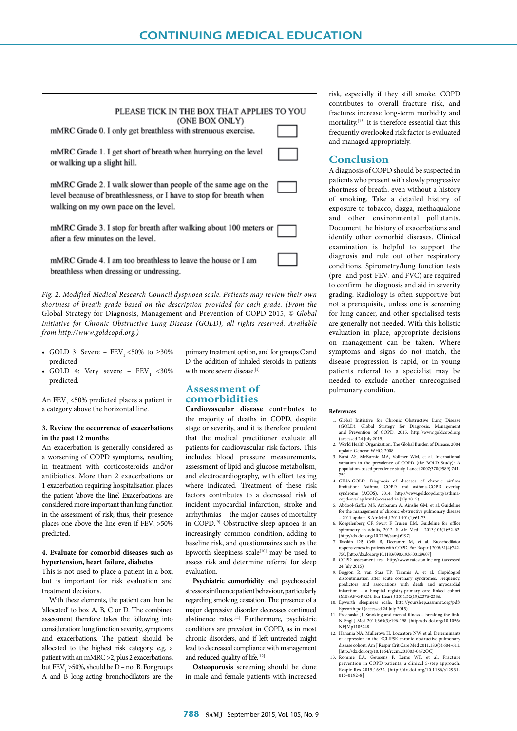PLEASE TICK IN THE BOX THAT APPLIES TO YOU (ONE BOX ONLY)

| | |
|---|---|
| mMRC Grade 0. I only get breathless with strenuous exercise. | ☐ |
| mMRC Grade 1. I get short of breath when hurrying on the level or walking up a slight hill. | ☐ |
| mMRC Grade 2. I walk slower than people of the same age on the level because of breathlessness, or I have to stop for breath when walking on my own pace on the level. | ☐ |
| mMRC Grade 3. I stop for breath after walking about 100 meters or after a few minutes on the level. | ☐ |
| mMRC Grade 4. I am too breathless to leave the house or I am breathless when dressing or undressing. | ☐ |

*Fig. 2. Modified Medical Research Council dyspnoea scale. Patients may review their own shortness of breath grade based on the description provided for each grade. (From the* Global Strategy for Diagnosis, Management and Prevention of COPD 2015, *© Global Initiative for Chronic Obstructive Lung Disease (GOLD), all rights reserved. Available from http://www.goldcopd.org.)*

- GOLD 3: Severe – $FEV_1$ <50% to ≥30% predicted
- GOLD 4: Very severe – $FEV_1$ <30% predicted.

An $FEV_1$ <50% predicted places a patient in a category above the horizontal line.

**3. Review the occurrence of exacerbations in the past 12 months**

An exacerbation is generally considered as a worsening of COPD symptoms, resulting in treatment with corticosteroids and/or antibiotics. More than 2 exacerbations or 1 exacerbation requiring hospitalisation places the patient 'above the line'. Exacerbations are considered more important than lung function in the assessment of risk; thus, their presence places one above the line even if $FEV_1$ >50% predicted.

**4. Evaluate for comorbid diseases such as hypertension, heart failure, diabetes**

This is not used to place a patient in a box, but is important for risk evaluation and treatment decisions.

With these elements, the patient can then be 'allocated' to box A, B, C or D. The combined assessment therefore takes the following into consideration: lung function severity, symptoms and exacerbations. The patient should be allocated to the highest risk category, e.g. a patient with an mMRC >2, plus 2 exacerbations, but $FEV_1$ >50%, should be D – not B. For groups A and B long-acting bronchodilators are the primary treatment option, and for groups C and D the addition of inhaled steroids in patients with more severe disease.[1]

## Assessment of comorbidities

**Cardiovascular disease** contributes to the majority of deaths in COPD, despite stage or severity, and it is therefore prudent that the medical practitioner evaluate all patients for cardiovascular risk factors. This includes blood pressure measurements, assessment of lipid and glucose metabolism, and electrocardiography, with effort testing where indicated. Treatment of these risk factors contributes to a decreased risk of incident myocardial infarction, stroke and arrhythmias – the major causes of mortality in COPD.[9] Obstructive sleep apnoea is an increasingly common condition, adding to baseline risk, and questionnaires such as the Epworth sleepiness scale[10] may be used to assess risk and determine referral for sleep evaluation.

**Psychiatric comorbidity** and psychosocial stressors influence patient behaviour, particularly regarding smoking cessation. The presence of a major depressive disorder decreases continued abstinence rates.[11] Furthermore, psychiatric conditions are prevalent in COPD, as in most chronic disorders, and if left untreated might lead to decreased compliance with management and reduced quality of life.[12]

**Osteoporosis** screening should be done in male and female patients with increased risk, especially if they still smoke. COPD contributes to overall fracture risk, and fractures increase long-term morbidity and mortality.[13] It is therefore essential that this frequently overlooked risk factor is evaluated and managed appropriately.

## Conclusion

A diagnosis of COPD should be suspected in patients who present with slowly progressive shortness of breath, even without a history of smoking. Take a detailed history of exposure to tobacco, dagga, methaqualone and other environmental pollutants. Document the history of exacerbations and identify other comorbid diseases. Clinical examination is helpful to support the diagnosis and rule out other respiratory conditions. Spirometry/lung function tests (pre- and post-$FEV_1$ and FVC) are required to confirm the diagnosis and aid in severity grading. Radiology is often supportive but not a prerequisite, unless one is screening for lung cancer, and other specialised tests are generally not needed. With this holistic evaluation in place, appropriate decisions on management can be taken. Where symptoms and signs do not match, the disease progression is rapid, or in young patients referral to a specialist may be needed to exclude another unrecognised pulmonary condition.

### References

1. Global Initiative for Chronic Obstructive Lung Disease (GOLD). Global Strategy for Diagnosis, Management and Prevention of COPD. 2015. http://www.goldcopd.org (accessed 24 July 2015).
2. World Health Organization. The Global Burden of Disease: 2004 update. Geneva: WHO, 2008.
3. Buist AS, McBurnie MA, Vollmer WM, et al. International variation in the prevalence of COPD (the BOLD Study): A population-based prevalence study. Lancet 2007;370(9589):741-750.
4. GINA-GOLD. Diagnosis of diseases of chronic airflow limitation: Asthma, COPD and asthma-COPD overlap syndrome (ACOS). 2014. http://www.goldcopd.org/asthma-copd-overlap.html (accessed 24 July 2015).
5. Abdool-Gaffar MS, Ambaram A, Ainslie GM, et al. Guideline for the management of chronic obstructive pulmonary disease – 2011 update. S Afr Med J 2011;101(1):61-73.
6. Koegelenberg CF, Swart F, Irusen EM. Guideline for office spirometry in adults, 2012. S Afr Med J 2013;103(1):52-62. [http://dx.doi.org/10.7196/samj.6197]
7. Tashkin DP, Celli B, Decramer M, et al. Bronchodilator responsiveness in patients with COPD. Eur Respir J 2008;31(4):742-750. [http://dx.doi.org/10.1183/09031936.00129607]
8. COPD assessment test. http://www.catestonline.org (accessed 24 July 2015).
9. Boggon R, van Staa TP, Timmis A, et al. Clopidogrel discontinuation after acute coronary syndromes: Frequency, predictors and associations with death and myocardial infarction – a hospital registry-primary care linked cohort (MINAP-GPRD). Eur Heart J 2011;32(19):2376-2386.
10. Epworth sleepiness scale. http://yoursleep.aasmnet.org/pdf/Epworth.pdf (accessed 24 July 2015).
11. Prochaska JJ. Smoking and mental illness – breaking the link. N Engl J Med 2011;365(3):196-198. [http://dx.doi.org/10.1056/NEJMp1105248]
12. Hanania NA, Mullerova H, Locantore NW, et al. Determinants of depression in the ECLIPSE chronic obstructive pulmonary disease cohort. Am J Respir Crit Care Med 2011;183(5):604-611. [http://dx.doi.org/10.1164/rccm.201003-0472OC]
13. Romme EA, Geusens P, Lems WF, et al. Fracture prevention in COPD patients; a clinical 5-step approach. Respir Res 2015;16:32. [http://dx.doi.org/10.1186/s12931-015-0192-8]